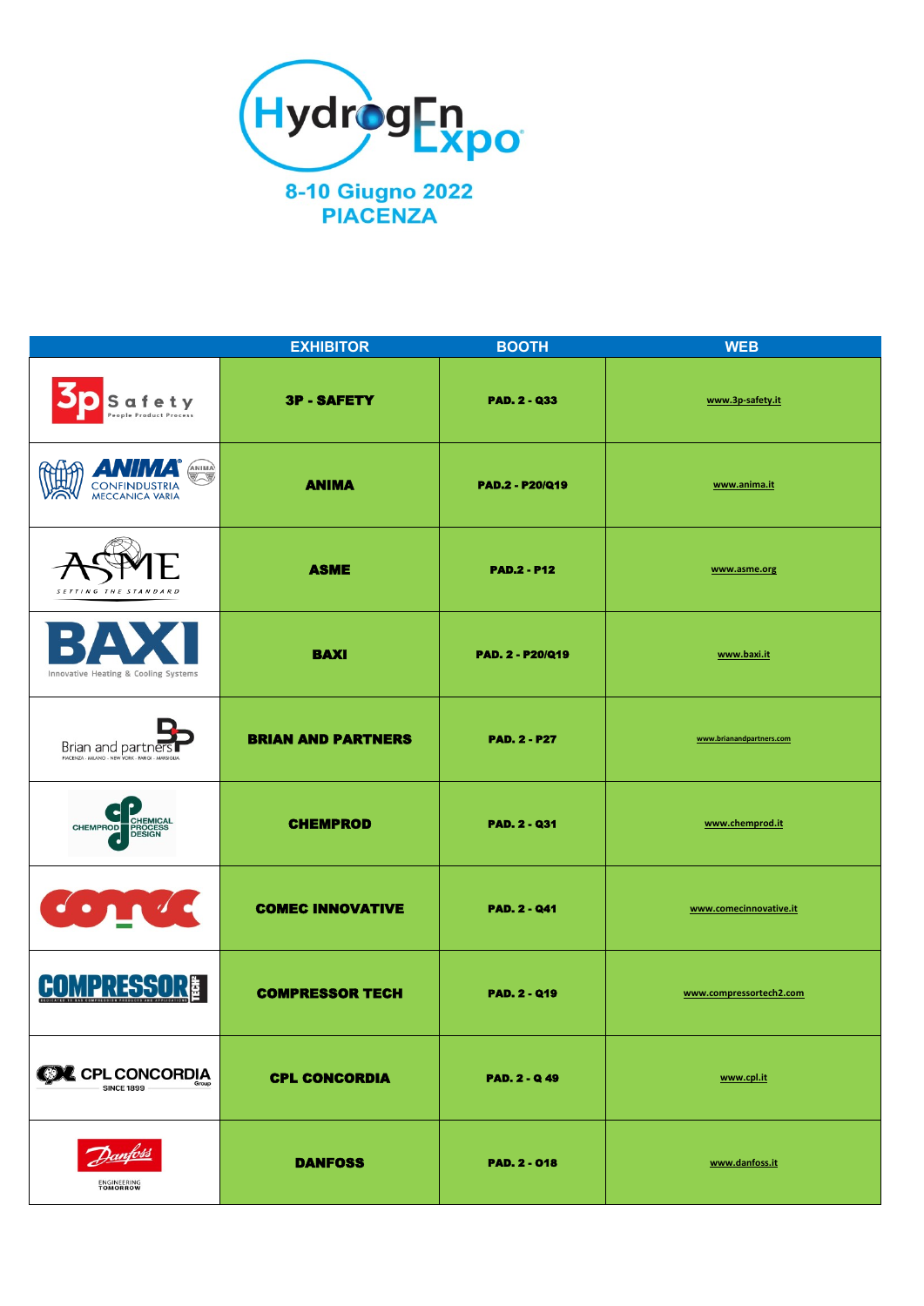# HydrogEn Expo

**8-10 Giugno 2022**
**PIACENZA**

| | EXHIBITOR | BOOTH | WEB |
|---|---|---|---|
| 3p Safety People Product Process | **3P - SAFETY** | **PAD. 2 - Q33** | www.3p-safety.it |
| ANIMA CONFINDUSTRIA MECCANICA VARIA | **ANIMA** | **PAD.2 - P20/Q19** | www.anima.it |
| ASME SETTING THE STANDARD | **ASME** | **PAD.2 - P12** | www.asme.org |
| BAXI Innovative Heating & Cooling Systems | **BAXI** | **PAD. 2 - P20/Q19** | www.baxi.it |
| Brian and partners PIACENZA - MILANO - NEW YORK - PARIGI - MARSIGLIA | **BRIAN AND PARTNERS** | **PAD. 2 - P27** | www.brianandpartners.com |
| CHEMPROD CHEMICAL PROCESS DESIGN | **CHEMPROD** | **PAD. 2 - Q31** | www.chemprod.it |
| comec | **COMEC INNOVATIVE** | **PAD. 2 - Q41** | www.comecinnovative.it |
| COMPRESSOR TECH2 | **COMPRESSOR TECH** | **PAD. 2 - Q19** | www.compressortech2.com |
| CPL CONCORDIA Group SINCE 1899 | **CPL CONCORDIA** | **PAD. 2 - Q 49** | www.cpl.it |
| Danfoss ENGINEERING TOMORROW | **DANFOSS** | **PAD. 2 - O18** | www.danfoss.it |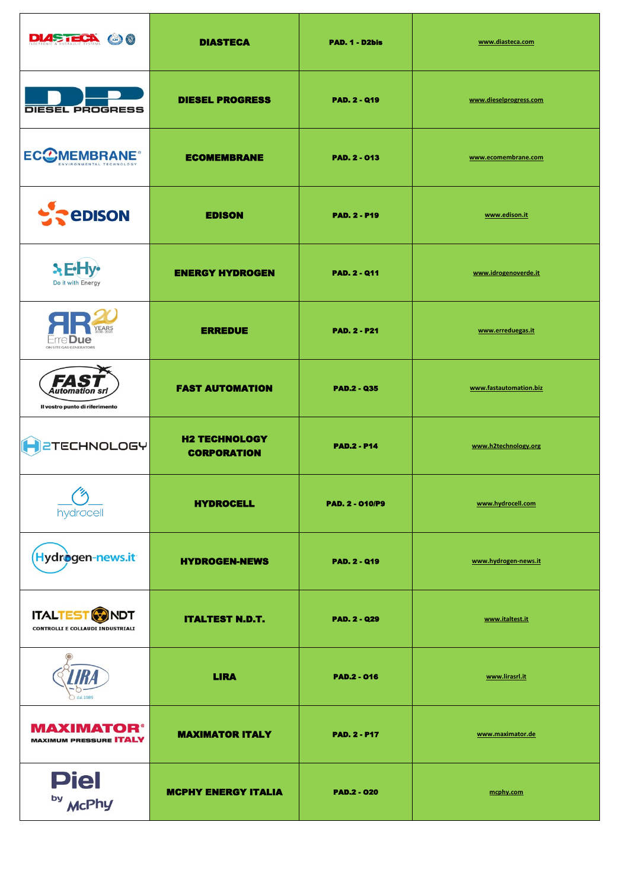| | | | |
|---|---|---|---|
| DIASTECA ELECTRONIC & HYDRAULIC SYSTEMS | **DIASTECA** | **PAD. 1 - D2bis** | www.diasteca.com |
| DIESEL PROGRESS | **DIESEL PROGRESS** | **PAD. 2 - Q19** | www.dieselprogress.com |
| ECOMEMBRANE® ENVIRONMENTAL TECHNOLOGY | **ECOMEMBRANE** | **PAD. 2 - O13** | www.ecomembrane.com |
| edison | **EDISON** | **PAD. 2 - P19** | www.edison.it |
| E-Hy Do it with Energy | **ENERGY HYDROGEN** | **PAD. 2 - Q11** | www.idrogenoverde.it |
| RR 20 YEARS 2000-2020 ErreDue ON SITE GAS GENERATORS | **ERREDUE** | **PAD. 2 - P21** | www.erreduegas.it |
| FAST Automation srl Il vostro punto di riferimento | **FAST AUTOMATION** | **PAD.2 - Q35** | www.fastautomation.biz |
| H2TECHNOLOGY | **H2 TECHNOLOGY CORPORATION** | **PAD.2 - P14** | www.h2technology.org |
| hydrocell | **HYDROCELL** | **PAD. 2 - O10/P9** | www.hydrocell.com |
| Hydrogen-news.it | **HYDROGEN-NEWS** | **PAD. 2 - Q19** | www.hydrogen-news.it |
| ITALTEST NDT CONTROLLI E COLLAUDI INDUSTRIALI | **ITALTEST N.D.T.** | **PAD. 2 - Q29** | www.italtest.it |
| LIRA dal 1989 | **LIRA** | **PAD.2 - O16** | www.lirasrl.it |
| MAXIMATOR® MAXIMUM PRESSURE ITALY | **MAXIMATOR ITALY** | **PAD. 2 - P17** | www.maximator.de |
| Piel by McPhy | **MCPHY ENERGY ITALIA** | **PAD.2 - O20** | mcphy.com |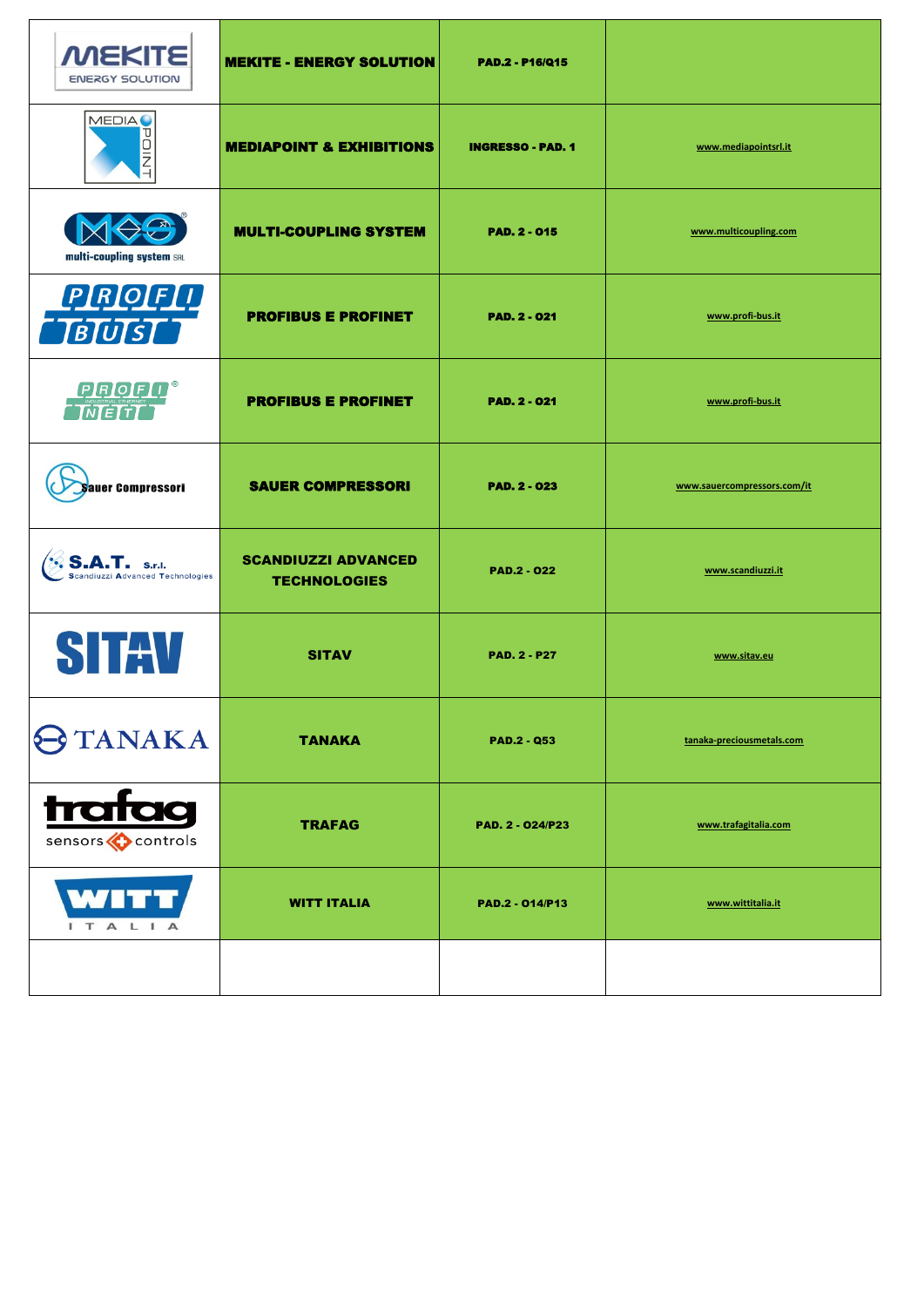| | | | |
|---|---|---|---|
| MEKITE ENERGY SOLUTION | **MEKITE - ENERGY SOLUTION** | **PAD.2 - P16/Q15** | |
| MEDIA POINT | **MEDIAPOINT & EXHIBITIONS** | **INGRESSO - PAD. 1** | www.mediapointsrl.it |
| multi-coupling system SRL | **MULTI-COUPLING SYSTEM** | **PAD. 2 - O15** | www.multicoupling.com |
| PROFI BUS | **PROFIBUS E PROFINET** | **PAD. 2 - O21** | www.profi-bus.it |
| PROFI NET | **PROFIBUS E PROFINET** | **PAD. 2 - O21** | www.profi-bus.it |
| Sauer Compressori | **SAUER COMPRESSORI** | **PAD. 2 - O23** | www.sauercompressors.com/it |
| S.A.T. S.r.l. Scandiuzzi Advanced Technologies | **SCANDIUZZI ADVANCED TECHNOLOGIES** | **PAD.2 - O22** | www.scandiuzzi.it |
| SITAV | **SITAV** | **PAD. 2 - P27** | www.sitav.eu |
| TANAKA | **TANAKA** | **PAD.2 - Q53** | tanaka-preciousmetals.com |
| trafag sensors controls | **TRAFAG** | **PAD. 2 - O24/P23** | www.trafagitalia.com |
| WITT ITALIA | **WITT ITALIA** | **PAD.2 - O14/P13** | www.wittitalia.it |
| | | | |